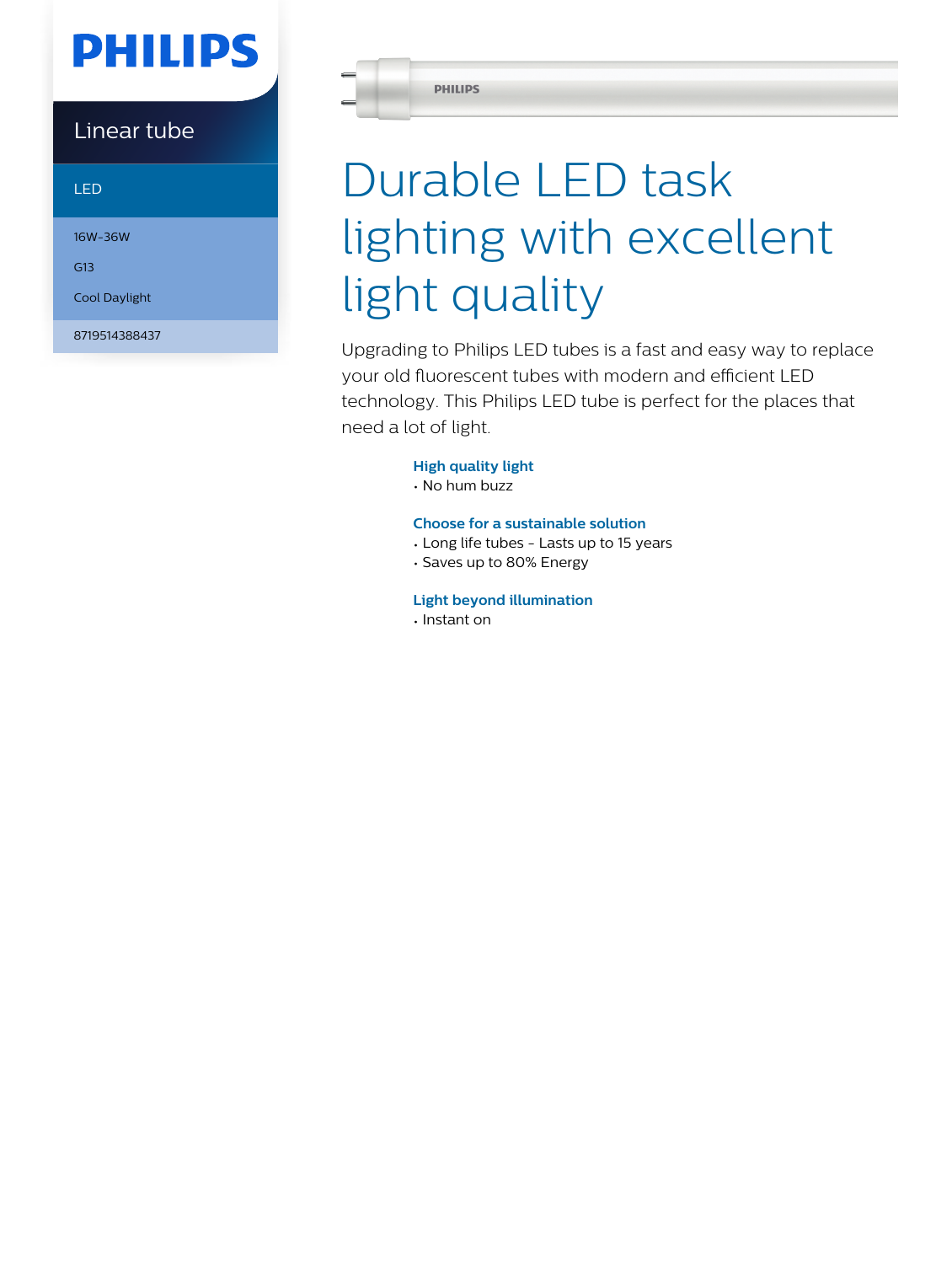PHILIPS

Linear tube

LED

16W-36W

G13

Cool Daylight

8719514388437

# Durable LED task lighting with excellent light quality

Upgrading to Philips LED tubes is a fast and easy way to replace your old fluorescent tubes with modern and efficient LED technology. This Philips LED tube is perfect for the places that need a lot of light.

### High quality light

- No hum buzz

### Choose for a sustainable solution

- Long life tubes - Lasts up to 15 years
- Saves up to 80% Energy

### Light beyond illumination

- Instant on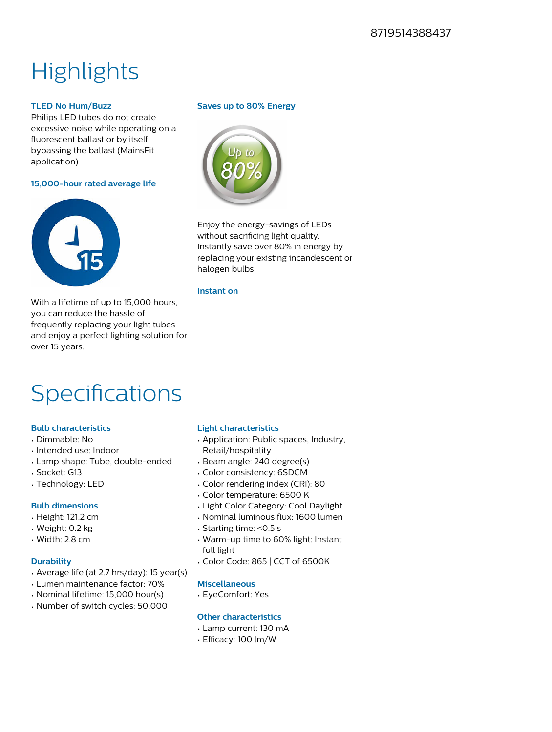8719514388437

# Highlights

### TLED No Hum/Buzz

Philips LED tubes do not create excessive noise while operating on a fluorescent ballast or by itself bypassing the ballast (MainsFit application)

### 15,000-hour rated average life

With a lifetime of up to 15,000 hours, you can reduce the hassle of frequently replacing your light tubes and enjoy a perfect lighting solution for over 15 years.

### Saves up to 80% Energy

Enjoy the energy-savings of LEDs without sacrificing light quality. Instantly save over 80% in energy by replacing your existing incandescent or halogen bulbs

### Instant on

# Specifications

### Bulb characteristics

- Dimmable: No
- Intended use: Indoor
- Lamp shape: Tube, double-ended
- Socket: G13
- Technology: LED

### Bulb dimensions

- Height: 121.2 cm
- Weight: 0.2 kg
- Width: 2.8 cm

### Durability

- Average life (at 2.7 hrs/day): 15 year(s)
- Lumen maintenance factor: 70%
- Nominal lifetime: 15,000 hour(s)
- Number of switch cycles: 50,000

### Light characteristics

- Application: Public spaces, Industry, Retail/hospitality
- Beam angle: 240 degree(s)
- Color consistency: 6SDCM
- Color rendering index (CRI): 80
- Color temperature: 6500 K
- Light Color Category: Cool Daylight
- Nominal luminous flux: 1600 lumen
- Starting time: <0.5 s
- Warm-up time to 60% light: Instant full light
- Color Code: 865 | CCT of 6500K

### Miscellaneous

- EyeComfort: Yes

### Other characteristics

- Lamp current: 130 mA
- Efficacy: 100 lm/W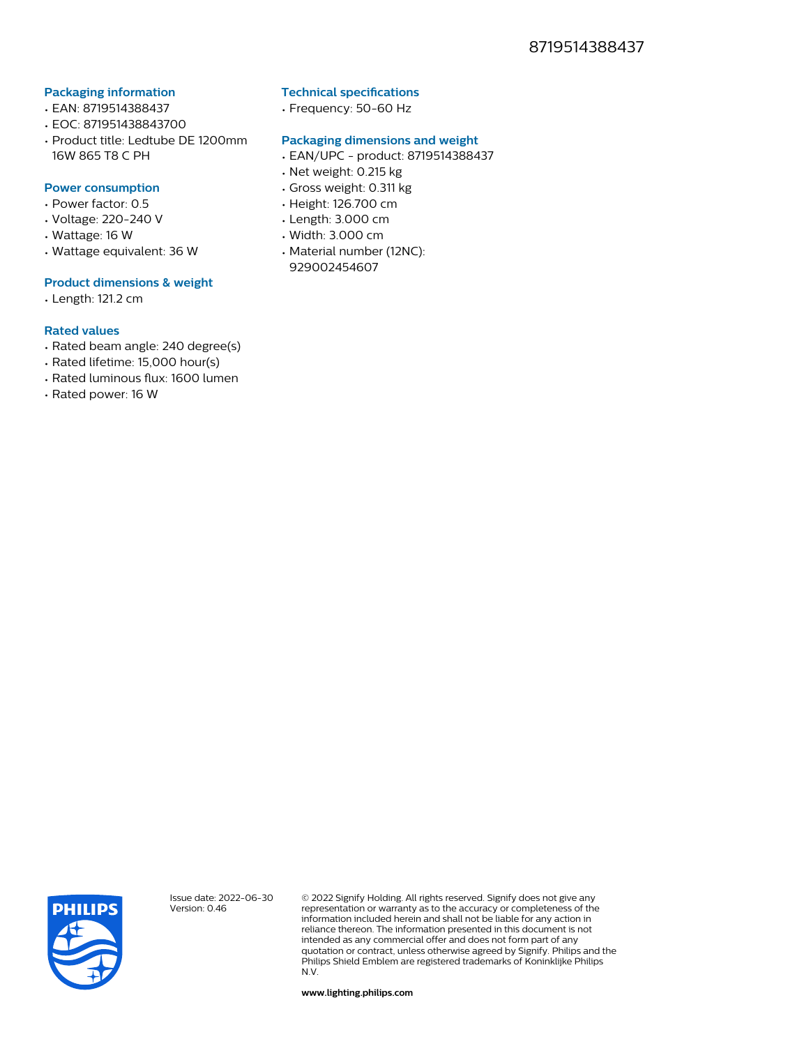8719514388437

## Packaging information

- EAN: 8719514388437
- EOC: 871951438843700
- Product title: Ledtube DE 1200mm 16W 865 T8 C PH

## Power consumption

- Power factor: 0.5
- Voltage: 220-240 V
- Wattage: 16 W
- Wattage equivalent: 36 W

## Product dimensions & weight

- Length: 121.2 cm

## Rated values

- Rated beam angle: 240 degree(s)
- Rated lifetime: 15,000 hour(s)
- Rated luminous flux: 1600 lumen
- Rated power: 16 W

## Technical specifications

- Frequency: 50-60 Hz

## Packaging dimensions and weight

- EAN/UPC - product: 8719514388437
- Net weight: 0.215 kg
- Gross weight: 0.311 kg
- Height: 126.700 cm
- Length: 3.000 cm
- Width: 3.000 cm
- Material number (12NC): 929002454607

Issue date: 2022-06-30
Version: 0.46

© 2022 Signify Holding. All rights reserved. Signify does not give any representation or warranty as to the accuracy or completeness of the information included herein and shall not be liable for any action in reliance thereon. The information presented in this document is not intended as any commercial offer and does not form part of any quotation or contract, unless otherwise agreed by Signify. Philips and the Philips Shield Emblem are registered trademarks of Koninklijke Philips N.V.

**www.lighting.philips.com**